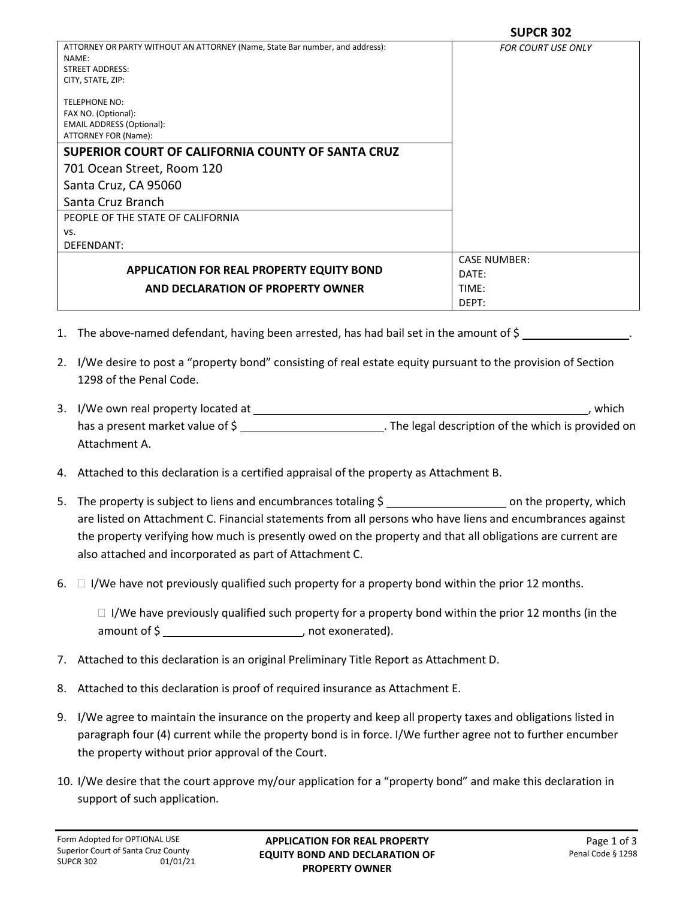**SUPCR 302**

| ATTORNEY OR PARTY WITHOUT AN ATTORNEY (Name, State Bar number, and address):<br>NAME:<br>STREET ADDRESS:<br>CITY, STATE, ZIP:<br><br>TELEPHONE NO:<br>FAX NO. (Optional):<br>EMAIL ADDRESS (Optional):<br>ATTORNEY FOR (Name): | *FOR COURT USE ONLY* |
|---|---|
| **SUPERIOR COURT OF CALIFORNIA COUNTY OF SANTA CRUZ**<br>701 Ocean Street, Room 120<br>Santa Cruz, CA 95060<br>Santa Cruz Branch | |
| PEOPLE OF THE STATE OF CALIFORNIA<br>vs.<br>DEFENDANT: | |
| **APPLICATION FOR REAL PROPERTY EQUITY BOND AND DECLARATION OF PROPERTY OWNER** | CASE NUMBER:<br>DATE:<br>TIME:<br>DEPT: |

1. The above-named defendant, having been arrested, has had bail set in the amount of $ ________________.

2. I/We desire to post a "property bond" consisting of real estate equity pursuant to the provision of Section 1298 of the Penal Code.

3. I/We own real property located at ______________________________________________, which has a present market value of $ ____________________. The legal description of the which is provided on Attachment A.

4. Attached to this declaration is a certified appraisal of the property as Attachment B.

5. The property is subject to liens and encumbrances totaling $ __________________ on the property, which are listed on Attachment C. Financial statements from all persons who have liens and encumbrances against the property verifying how much is presently owed on the property and that all obligations are current are also attached and incorporated as part of Attachment C.

6. ☐ I/We have not previously qualified such property for a property bond within the prior 12 months.

   ☐ I/We have previously qualified such property for a property bond within the prior 12 months (in the amount of $ ____________________, not exonerated).

7. Attached to this declaration is an original Preliminary Title Report as Attachment D.

8. Attached to this declaration is proof of required insurance as Attachment E.

9. I/We agree to maintain the insurance on the property and keep all property taxes and obligations listed in paragraph four (4) current while the property bond is in force. I/We further agree not to further encumber the property without prior approval of the Court.

10. I/We desire that the court approve my/our application for a "property bond" and make this declaration in support of such application.

Form Adopted for OPTIONAL USE
Superior Court of Santa Cruz County
SUPCR 302 01/01/21

**APPLICATION FOR REAL PROPERTY EQUITY BOND AND DECLARATION OF PROPERTY OWNER**

Penal Code § 1298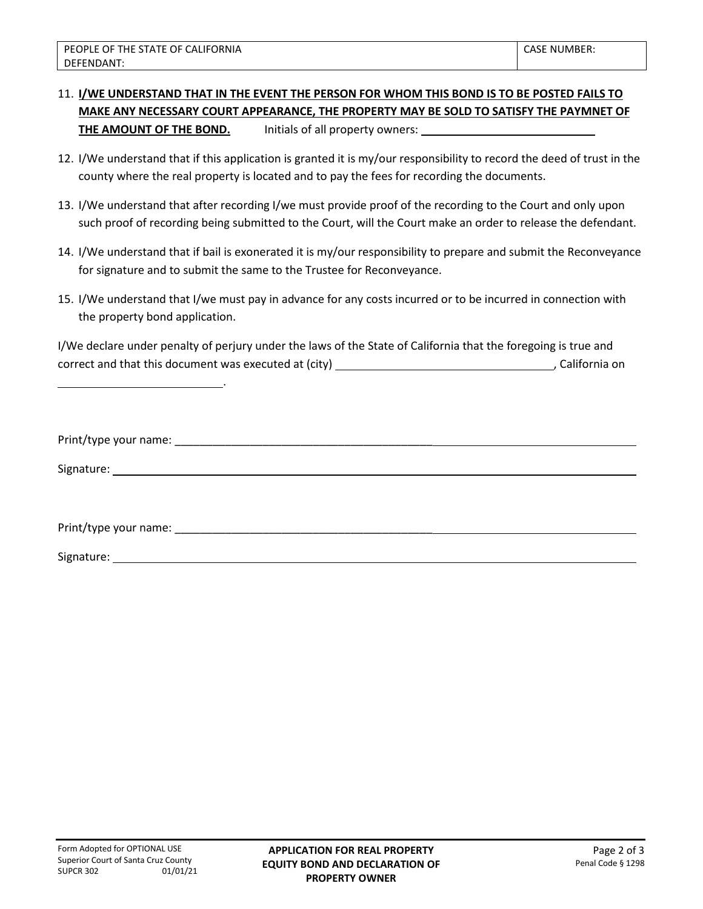| PEOPLE OF THE STATE OF CALIFORNIA<br>DEFENDANT: | CASE NUMBER: |
|---|---|

11. **I/WE UNDERSTAND THAT IN THE EVENT THE PERSON FOR WHOM THIS BOND IS TO BE POSTED FAILS TO MAKE ANY NECESSARY COURT APPEARANCE, THE PROPERTY MAY BE SOLD TO SATISFY THE PAYMNET OF THE AMOUNT OF THE BOND.** Initials of all property owners: ____________________________

12. I/We understand that if this application is granted it is my/our responsibility to record the deed of trust in the county where the real property is located and to pay the fees for recording the documents.

13. I/We understand that after recording I/we must provide proof of the recording to the Court and only upon such proof of recording being submitted to the Court, will the Court make an order to release the defendant.

14. I/We understand that if bail is exonerated it is my/our responsibility to prepare and submit the Reconveyance for signature and to submit the same to the Trustee for Reconveyance.

15. I/We understand that I/we must pay in advance for any costs incurred or to be incurred in connection with the property bond application.

I/We declare under penalty of perjury under the laws of the State of California that the foregoing is true and correct and that this document was executed at (city) ____________________________________, California on ____________________________.

Print/type your name: ______________________________________________________________________________

Signature: ______________________________________________________________________________

Print/type your name: ______________________________________________________________________________

Signature: ______________________________________________________________________________

Form Adopted for OPTIONAL USE
Superior Court of Santa Cruz County
SUPCR 302 01/01/21

**APPLICATION FOR REAL PROPERTY EQUITY BOND AND DECLARATION OF PROPERTY OWNER**

Penal Code § 1298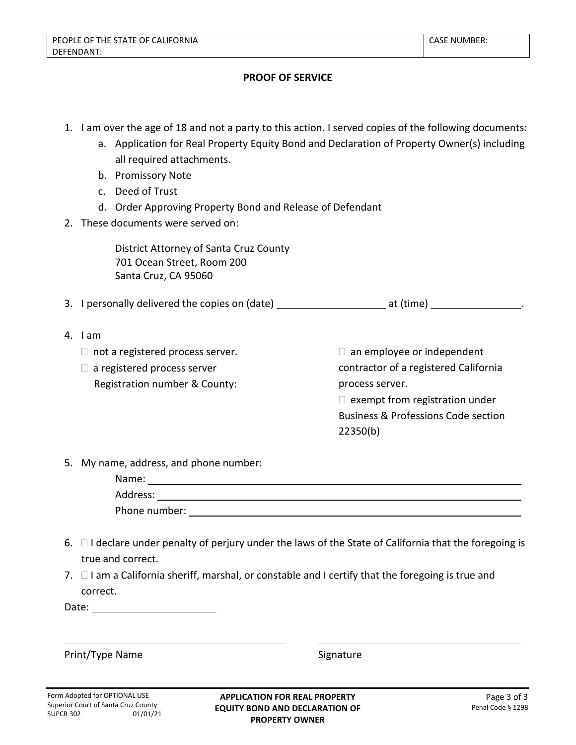| PEOPLE OF THE STATE OF CALIFORNIA<br>DEFENDANT: | CASE NUMBER: |
|---|---|

## PROOF OF SERVICE

1. I am over the age of 18 and not a party to this action. I served copies of the following documents:
    a. Application for Real Property Equity Bond and Declaration of Property Owner(s) including all required attachments.
    b. Promissory Note
    c. Deed of Trust
    d. Order Approving Property Bond and Release of Defendant
2. These documents were served on:

    District Attorney of Santa Cruz County
    701 Ocean Street, Room 200
    Santa Cruz, CA 95060

3. I personally delivered the copies on (date) ____________________ at (time) ________________.

4. I am
    ☐ not a registered process server.
    ☐ a registered process server
    Registration number & County:
    ☐ an employee or independent contractor of a registered California process server.
    ☐ exempt from registration under Business & Professions Code section 22350(b)

5. My name, address, and phone number:
    Name: ____________________________________________
    Address: __________________________________________
    Phone number: _____________________________________

6. ☐ I declare under penalty of perjury under the laws of the State of California that the foregoing is true and correct.
7. ☐ I am a California sheriff, marshal, or constable and I certify that the foregoing is true and correct.

Date: ______________________

_____________________________ _____________________________
Print/Type Name Signature

Form Adopted for OPTIONAL USE
Superior Court of Santa Cruz County
SUPCR 302 01/01/21

**APPLICATION FOR REAL PROPERTY EQUITY BOND AND DECLARATION OF PROPERTY OWNER**

Penal Code § 1298